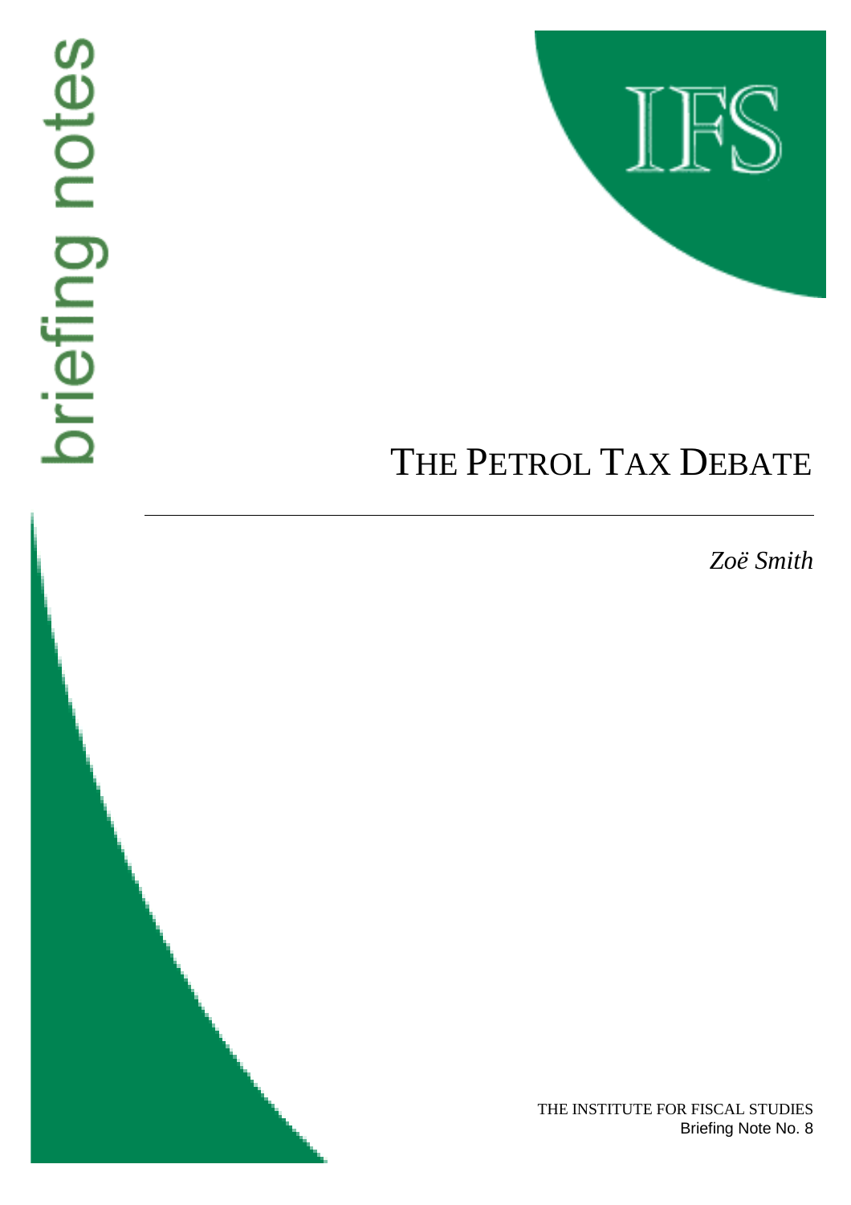briefing notes

IFS

# THE PETROL TAX DEBATE

*Zoë Smith*

THE INSTITUTE FOR FISCAL STUDIES

Briefing Note No. 8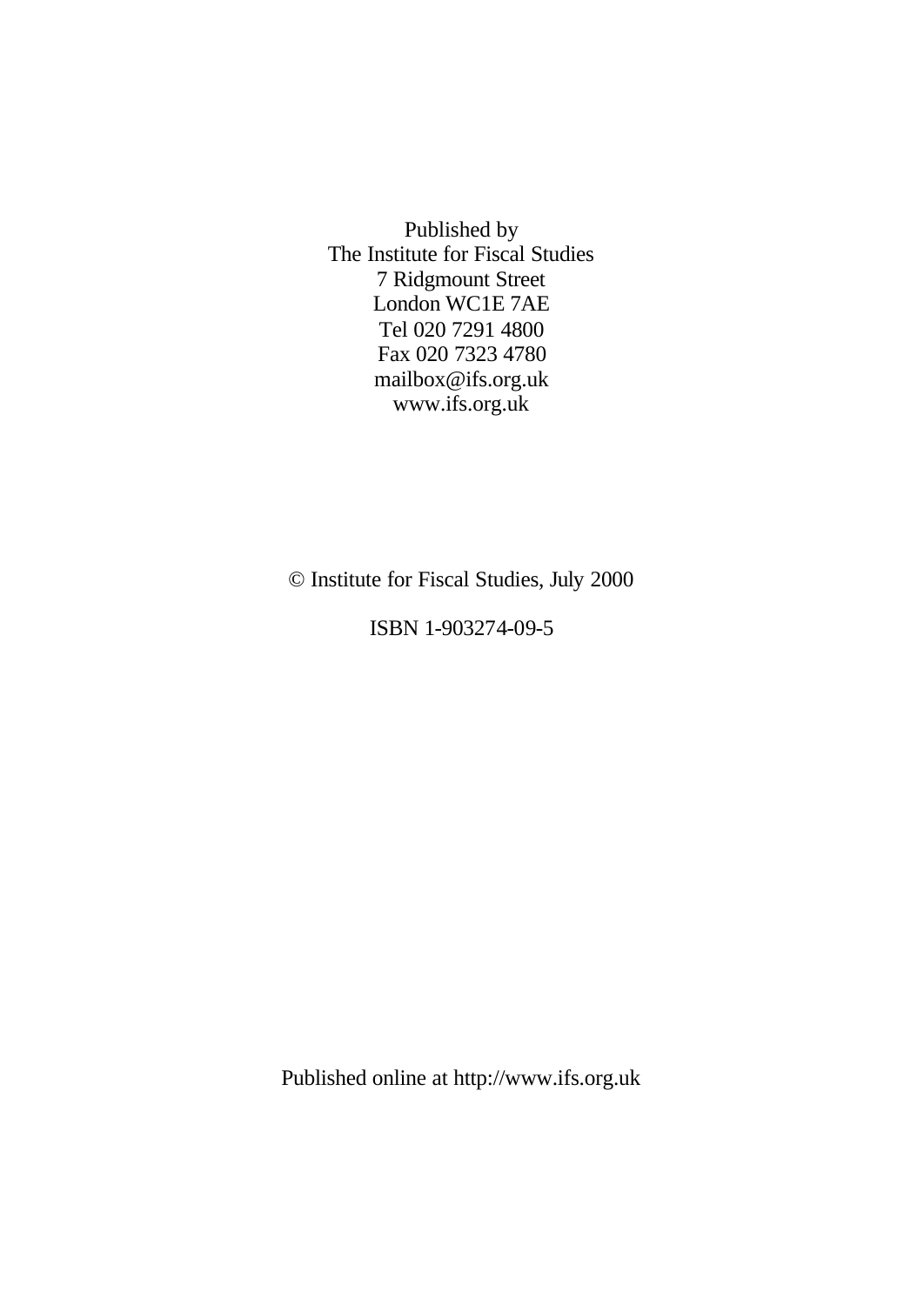Published by
The Institute for Fiscal Studies
7 Ridgmount Street
London WC1E 7AE
Tel 020 7291 4800
Fax 020 7323 4780
mailbox@ifs.org.uk
www.ifs.org.uk

© Institute for Fiscal Studies, July 2000

ISBN 1-903274-09-5

Published online at http://www.ifs.org.uk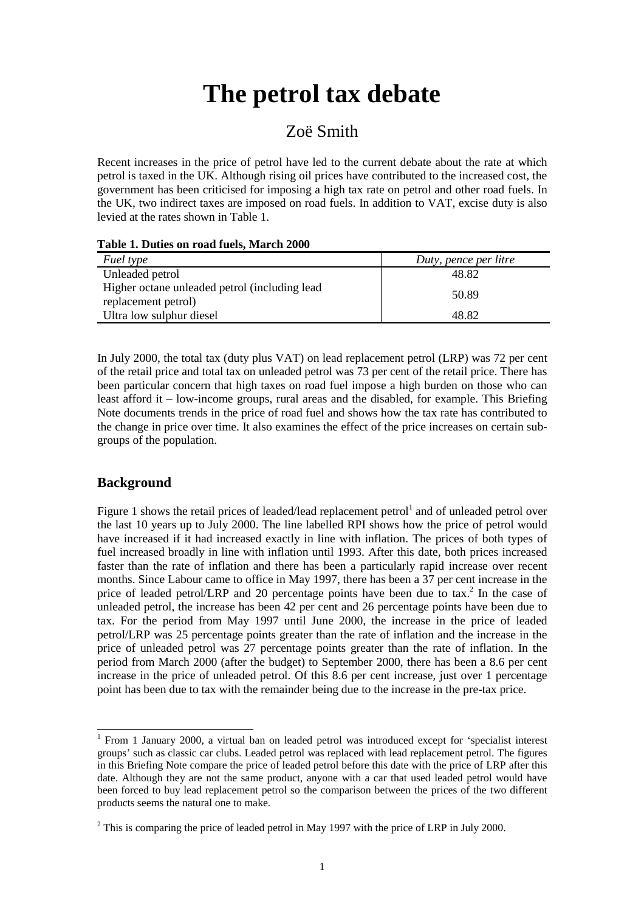# The petrol tax debate

## Zoë Smith

Recent increases in the price of petrol have led to the current debate about the rate at which petrol is taxed in the UK. Although rising oil prices have contributed to the increased cost, the government has been criticised for imposing a high tax rate on petrol and other road fuels. In the UK, two indirect taxes are imposed on road fuels. In addition to VAT, excise duty is also levied at the rates shown in Table 1.

**Table 1. Duties on road fuels, March 2000**

| *Fuel type* | *Duty, pence per litre* |
|---|---|
| Unleaded petrol | 48.82 |
| Higher octane unleaded petrol (including lead replacement petrol) | 50.89 |
| Ultra low sulphur diesel | 48.82 |

In July 2000, the total tax (duty plus VAT) on lead replacement petrol (LRP) was 72 per cent of the retail price and total tax on unleaded petrol was 73 per cent of the retail price. There has been particular concern that high taxes on road fuel impose a high burden on those who can least afford it – low-income groups, rural areas and the disabled, for example. This Briefing Note documents trends in the price of road fuel and shows how the tax rate has contributed to the change in price over time. It also examines the effect of the price increases on certain sub-groups of the population.

## Background

Figure 1 shows the retail prices of leaded/lead replacement petrol[1] and of unleaded petrol over the last 10 years up to July 2000. The line labelled RPI shows how the price of petrol would have increased if it had increased exactly in line with inflation. The prices of both types of fuel increased broadly in line with inflation until 1993. After this date, both prices increased faster than the rate of inflation and there has been a particularly rapid increase over recent months. Since Labour came to office in May 1997, there has been a 37 per cent increase in the price of leaded petrol/LRP and 20 percentage points have been due to tax.[2] In the case of unleaded petrol, the increase has been 42 per cent and 26 percentage points have been due to tax. For the period from May 1997 until June 2000, the increase in the price of leaded petrol/LRP was 25 percentage points greater than the rate of inflation and the increase in the price of unleaded petrol was 27 percentage points greater than the rate of inflation. In the period from March 2000 (after the budget) to September 2000, there has been a 8.6 per cent increase in the price of unleaded petrol. Of this 8.6 per cent increase, just over 1 percentage point has been due to tax with the remainder being due to the increase in the pre-tax price.

[1] From 1 January 2000, a virtual ban on leaded petrol was introduced except for 'specialist interest groups' such as classic car clubs. Leaded petrol was replaced with lead replacement petrol. The figures in this Briefing Note compare the price of leaded petrol before this date with the price of LRP after this date. Although they are not the same product, anyone with a car that used leaded petrol would have been forced to buy lead replacement petrol so the comparison between the prices of the two different products seems the natural one to make.

[2] This is comparing the price of leaded petrol in May 1997 with the price of LRP in July 2000.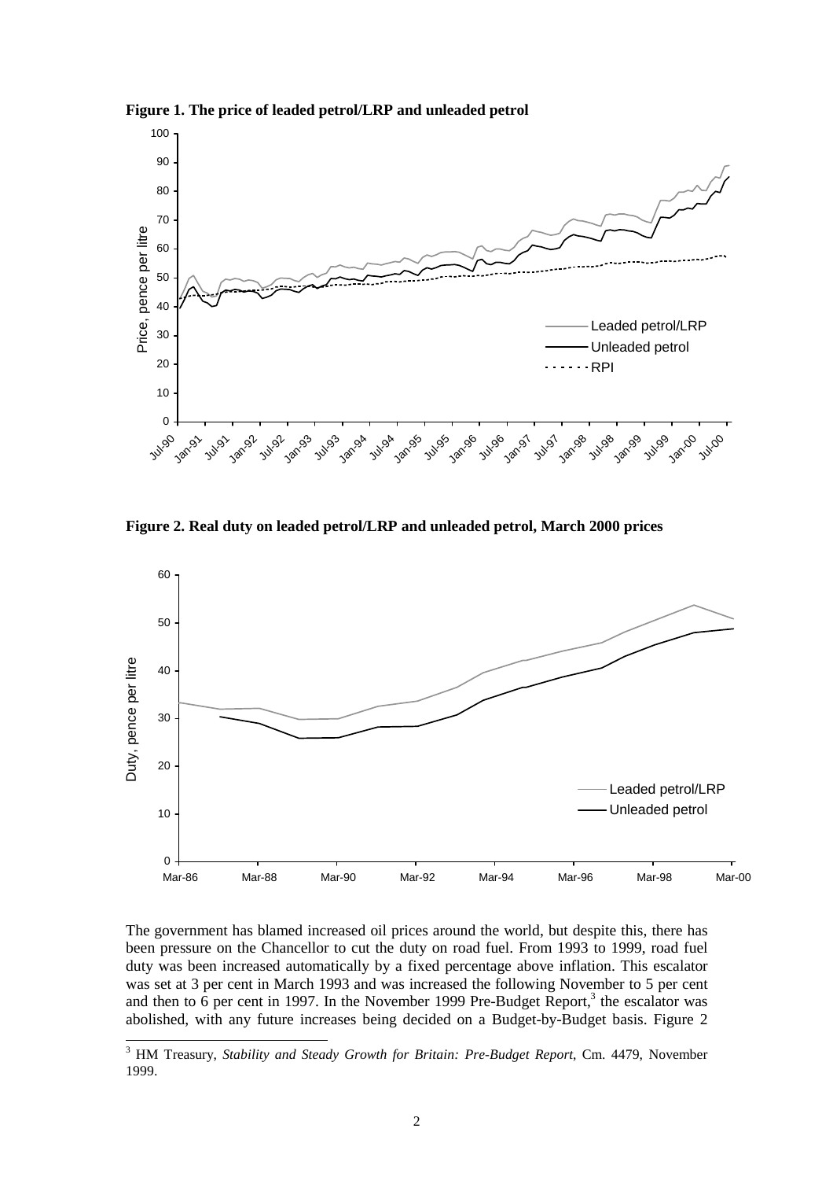**Figure 1. The price of leaded petrol/LRP and unleaded petrol**

**Figure 2. Real duty on leaded petrol/LRP and unleaded petrol, March 2000 prices**

The government has blamed increased oil prices around the world, but despite this, there has been pressure on the Chancellor to cut the duty on road fuel. From 1993 to 1999, road fuel duty was been increased automatically by a fixed percentage above inflation. This escalator was set at 3 per cent in March 1993 and was increased the following November to 5 per cent and then to 6 per cent in 1997. In the November 1999 Pre-Budget Report,[3] the escalator was abolished, with any future increases being decided on a Budget-by-Budget basis. Figure 2

[3] HM Treasury, *Stability and Steady Growth for Britain: Pre-Budget Report*, Cm. 4479, November 1999.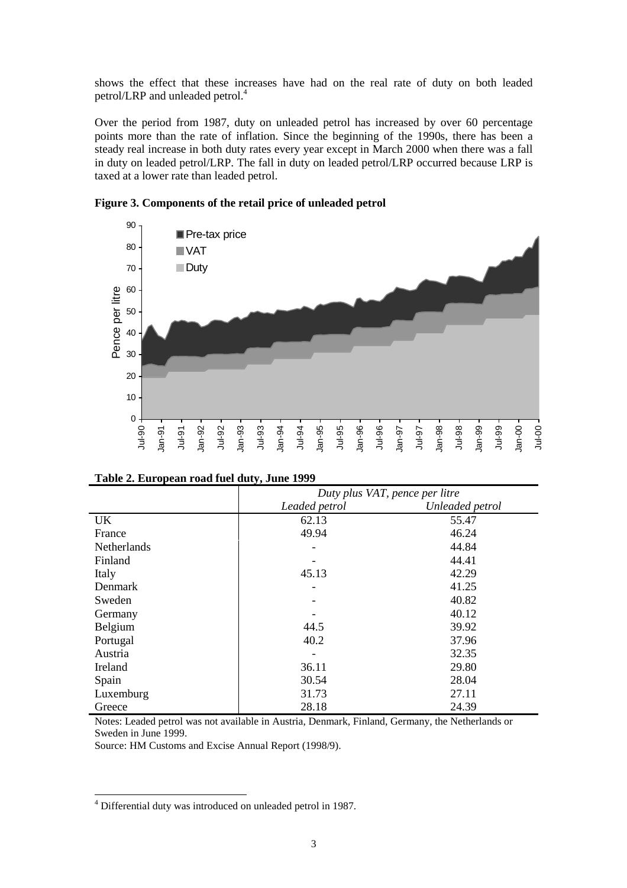shows the effect that these increases have had on the real rate of duty on both leaded petrol/LRP and unleaded petrol.[4]

Over the period from 1987, duty on unleaded petrol has increased by over 60 percentage points more than the rate of inflation. Since the beginning of the 1990s, there has been a steady real increase in both duty rates every year except in March 2000 when there was a fall in duty on leaded petrol/LRP. The fall in duty on leaded petrol/LRP occurred because LRP is taxed at a lower rate than leaded petrol.

**Figure 3. Components of the retail price of unleaded petrol**

**Table 2. European road fuel duty, June 1999**

| | *Duty plus VAT, pence per litre* | |
|---|---|---|
| | *Leaded petrol* | *Unleaded petrol* |
| UK | 62.13 | 55.47 |
| France | 49.94 | 46.24 |
| Netherlands | - | 44.84 |
| Finland | - | 44.41 |
| Italy | 45.13 | 42.29 |
| Denmark | - | 41.25 |
| Sweden | - | 40.82 |
| Germany | - | 40.12 |
| Belgium | 44.5 | 39.92 |
| Portugal | 40.2 | 37.96 |
| Austria | - | 32.35 |
| Ireland | 36.11 | 29.80 |
| Spain | 30.54 | 28.04 |
| Luxemburg | 31.73 | 27.11 |
| Greece | 28.18 | 24.39 |

Notes: Leaded petrol was not available in Austria, Denmark, Finland, Germany, the Netherlands or Sweden in June 1999.

Source: HM Customs and Excise Annual Report (1998/9).

[4] Differential duty was introduced on unleaded petrol in 1987.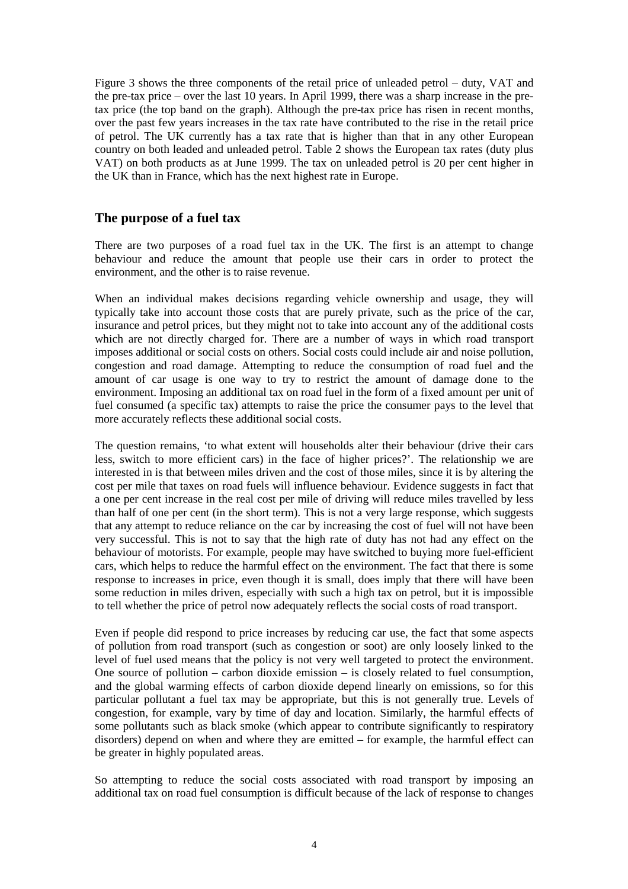Figure 3 shows the three components of the retail price of unleaded petrol – duty, VAT and the pre-tax price – over the last 10 years. In April 1999, there was a sharp increase in the pre-tax price (the top band on the graph). Although the pre-tax price has risen in recent months, over the past few years increases in the tax rate have contributed to the rise in the retail price of petrol. The UK currently has a tax rate that is higher than that in any other European country on both leaded and unleaded petrol. Table 2 shows the European tax rates (duty plus VAT) on both products as at June 1999. The tax on unleaded petrol is 20 per cent higher in the UK than in France, which has the next highest rate in Europe.

## The purpose of a fuel tax

There are two purposes of a road fuel tax in the UK. The first is an attempt to change behaviour and reduce the amount that people use their cars in order to protect the environment, and the other is to raise revenue.

When an individual makes decisions regarding vehicle ownership and usage, they will typically take into account those costs that are purely private, such as the price of the car, insurance and petrol prices, but they might not to take into account any of the additional costs which are not directly charged for. There are a number of ways in which road transport imposes additional or social costs on others. Social costs could include air and noise pollution, congestion and road damage. Attempting to reduce the consumption of road fuel and the amount of car usage is one way to try to restrict the amount of damage done to the environment. Imposing an additional tax on road fuel in the form of a fixed amount per unit of fuel consumed (a specific tax) attempts to raise the price the consumer pays to the level that more accurately reflects these additional social costs.

The question remains, 'to what extent will households alter their behaviour (drive their cars less, switch to more efficient cars) in the face of higher prices?'. The relationship we are interested in is that between miles driven and the cost of those miles, since it is by altering the cost per mile that taxes on road fuels will influence behaviour. Evidence suggests in fact that a one per cent increase in the real cost per mile of driving will reduce miles travelled by less than half of one per cent (in the short term). This is not a very large response, which suggests that any attempt to reduce reliance on the car by increasing the cost of fuel will not have been very successful. This is not to say that the high rate of duty has not had any effect on the behaviour of motorists. For example, people may have switched to buying more fuel-efficient cars, which helps to reduce the harmful effect on the environment. The fact that there is some response to increases in price, even though it is small, does imply that there will have been some reduction in miles driven, especially with such a high tax on petrol, but it is impossible to tell whether the price of petrol now adequately reflects the social costs of road transport.

Even if people did respond to price increases by reducing car use, the fact that some aspects of pollution from road transport (such as congestion or soot) are only loosely linked to the level of fuel used means that the policy is not very well targeted to protect the environment. One source of pollution – carbon dioxide emission – is closely related to fuel consumption, and the global warming effects of carbon dioxide depend linearly on emissions, so for this particular pollutant a fuel tax may be appropriate, but this is not generally true. Levels of congestion, for example, vary by time of day and location. Similarly, the harmful effects of some pollutants such as black smoke (which appear to contribute significantly to respiratory disorders) depend on when and where they are emitted – for example, the harmful effect can be greater in highly populated areas.

So attempting to reduce the social costs associated with road transport by imposing an additional tax on road fuel consumption is difficult because of the lack of response to changes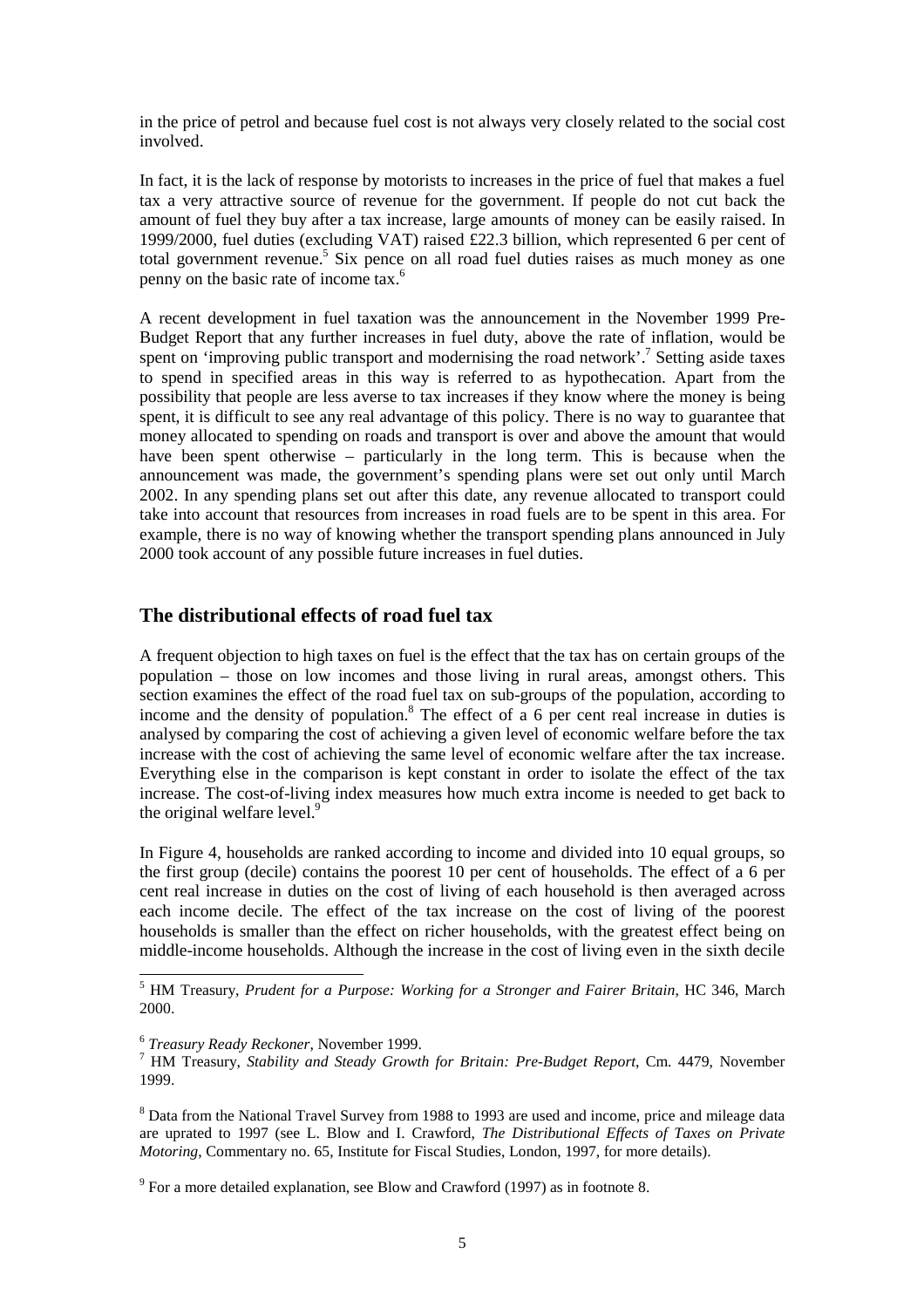in the price of petrol and because fuel cost is not always very closely related to the social cost involved.

In fact, it is the lack of response by motorists to increases in the price of fuel that makes a fuel tax a very attractive source of revenue for the government. If people do not cut back the amount of fuel they buy after a tax increase, large amounts of money can be easily raised. In 1999/2000, fuel duties (excluding VAT) raised £22.3 billion, which represented 6 per cent of total government revenue.[5] Six pence on all road fuel duties raises as much money as one penny on the basic rate of income tax.[6]

A recent development in fuel taxation was the announcement in the November 1999 Pre-Budget Report that any further increases in fuel duty, above the rate of inflation, would be spent on 'improving public transport and modernising the road network'.[7] Setting aside taxes to spend in specified areas in this way is referred to as hypothecation. Apart from the possibility that people are less averse to tax increases if they know where the money is being spent, it is difficult to see any real advantage of this policy. There is no way to guarantee that money allocated to spending on roads and transport is over and above the amount that would have been spent otherwise – particularly in the long term. This is because when the announcement was made, the government's spending plans were set out only until March 2002. In any spending plans set out after this date, any revenue allocated to transport could take into account that resources from increases in road fuels are to be spent in this area. For example, there is no way of knowing whether the transport spending plans announced in July 2000 took account of any possible future increases in fuel duties.

## The distributional effects of road fuel tax

A frequent objection to high taxes on fuel is the effect that the tax has on certain groups of the population – those on low incomes and those living in rural areas, amongst others. This section examines the effect of the road fuel tax on sub-groups of the population, according to income and the density of population.[8] The effect of a 6 per cent real increase in duties is analysed by comparing the cost of achieving a given level of economic welfare before the tax increase with the cost of achieving the same level of economic welfare after the tax increase. Everything else in the comparison is kept constant in order to isolate the effect of the tax increase. The cost-of-living index measures how much extra income is needed to get back to the original welfare level.[9]

In Figure 4, households are ranked according to income and divided into 10 equal groups, so the first group (decile) contains the poorest 10 per cent of households. The effect of a 6 per cent real increase in duties on the cost of living of each household is then averaged across each income decile. The effect of the tax increase on the cost of living of the poorest households is smaller than the effect on richer households, with the greatest effect being on middle-income households. Although the increase in the cost of living even in the sixth decile

---

[5] HM Treasury, *Prudent for a Purpose: Working for a Stronger and Fairer Britain*, HC 346, March 2000.

[6] *Treasury Ready Reckoner*, November 1999.

[7] HM Treasury, *Stability and Steady Growth for Britain: Pre-Budget Report*, Cm. 4479, November 1999.

[8] Data from the National Travel Survey from 1988 to 1993 are used and income, price and mileage data are uprated to 1997 (see L. Blow and I. Crawford, *The Distributional Effects of Taxes on Private Motoring*, Commentary no. 65, Institute for Fiscal Studies, London, 1997, for more details).

[9] For a more detailed explanation, see Blow and Crawford (1997) as in footnote 8.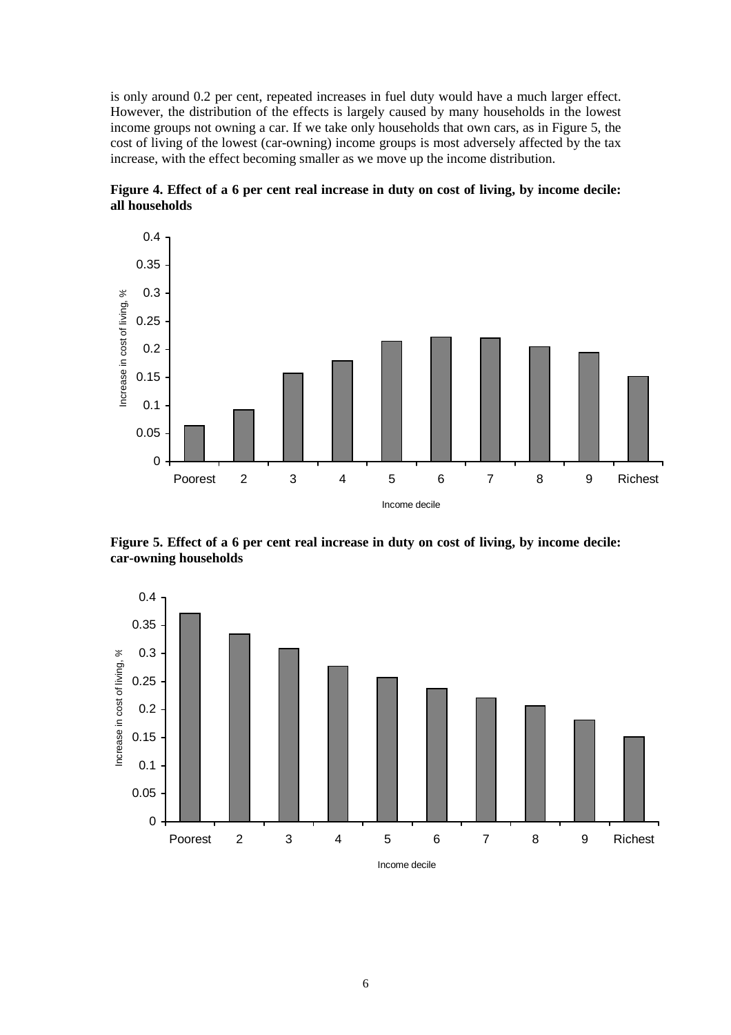is only around 0.2 per cent, repeated increases in fuel duty would have a much larger effect. However, the distribution of the effects is largely caused by many households in the lowest income groups not owning a car. If we take only households that own cars, as in Figure 5, the cost of living of the lowest (car-owning) income groups is most adversely affected by the tax increase, with the effect becoming smaller as we move up the income distribution.

**Figure 4. Effect of a 6 per cent real increase in duty on cost of living, by income decile: all households**

**Figure 5. Effect of a 6 per cent real increase in duty on cost of living, by income decile: car-owning households**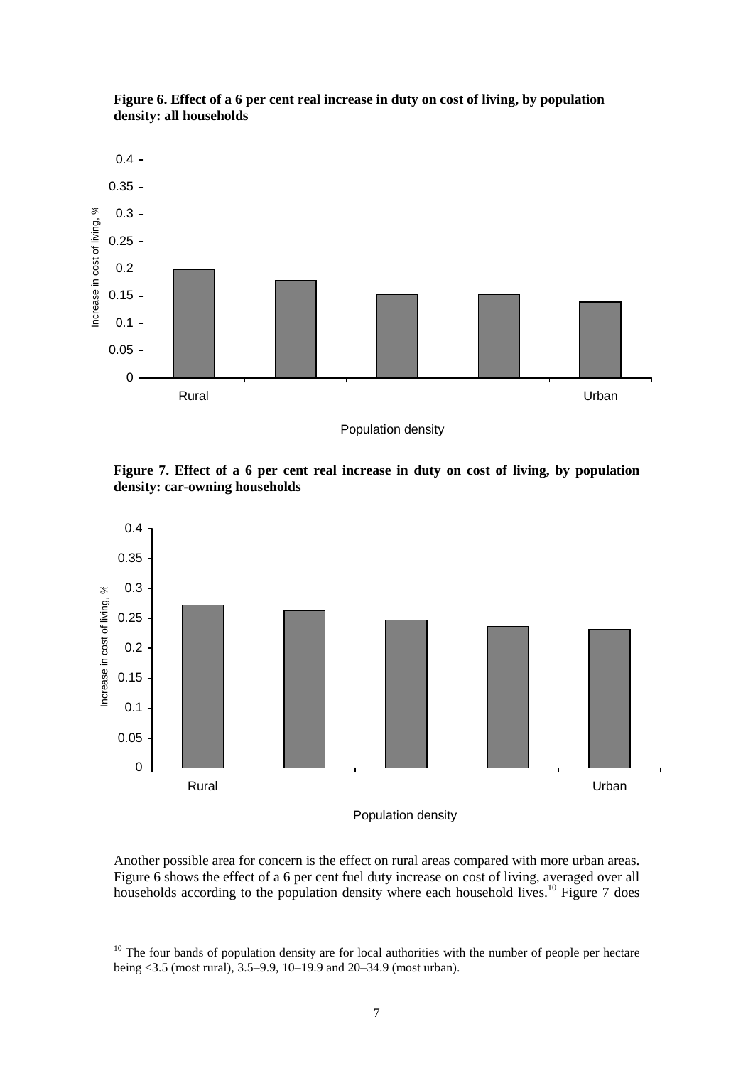**Figure 6. Effect of a 6 per cent real increase in duty on cost of living, by population density: all households**

**Figure 7. Effect of a 6 per cent real increase in duty on cost of living, by population density: car-owning households**

Another possible area for concern is the effect on rural areas compared with more urban areas. Figure 6 shows the effect of a 6 per cent fuel duty increase on cost of living, averaged over all households according to the population density where each household lives.[10] Figure 7 does

[10] The four bands of population density are for local authorities with the number of people per hectare being <3.5 (most rural), 3.5–9.9, 10–19.9 and 20–34.9 (most urban).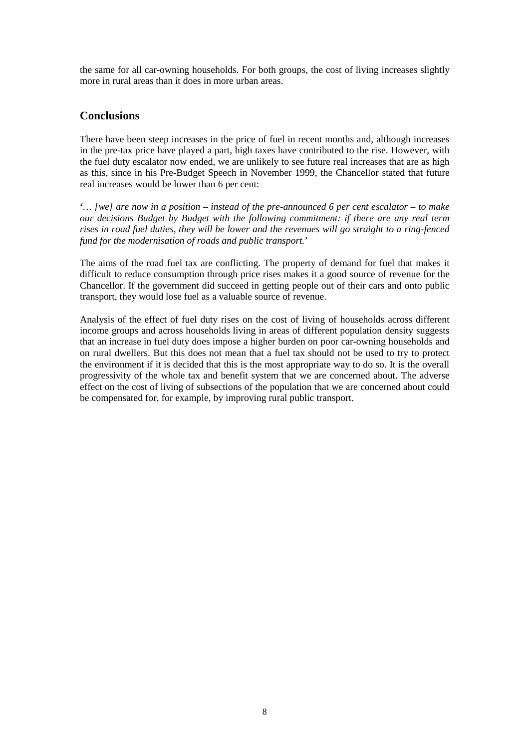the same for all car-owning households. For both groups, the cost of living increases slightly more in rural areas than it does in more urban areas.

## Conclusions

There have been steep increases in the price of fuel in recent months and, although increases in the pre-tax price have played a part, high taxes have contributed to the rise. However, with the fuel duty escalator now ended, we are unlikely to see future real increases that are as high as this, since in his Pre-Budget Speech in November 1999, the Chancellor stated that future real increases would be lower than 6 per cent:

'*… [we] are now in a position – instead of the pre-announced 6 per cent escalator – to make our decisions Budget by Budget with the following commitment: if there are any real term rises in road fuel duties, they will be lower and the revenues will go straight to a ring-fenced fund for the modernisation of roads and public transport.*'

The aims of the road fuel tax are conflicting. The property of demand for fuel that makes it difficult to reduce consumption through price rises makes it a good source of revenue for the Chancellor. If the government did succeed in getting people out of their cars and onto public transport, they would lose fuel as a valuable source of revenue.

Analysis of the effect of fuel duty rises on the cost of living of households across different income groups and across households living in areas of different population density suggests that an increase in fuel duty does impose a higher burden on poor car-owning households and on rural dwellers. But this does not mean that a fuel tax should not be used to try to protect the environment if it is decided that this is the most appropriate way to do so. It is the overall progressivity of the whole tax and benefit system that we are concerned about. The adverse effect on the cost of living of subsections of the population that we are concerned about could be compensated for, for example, by improving rural public transport.